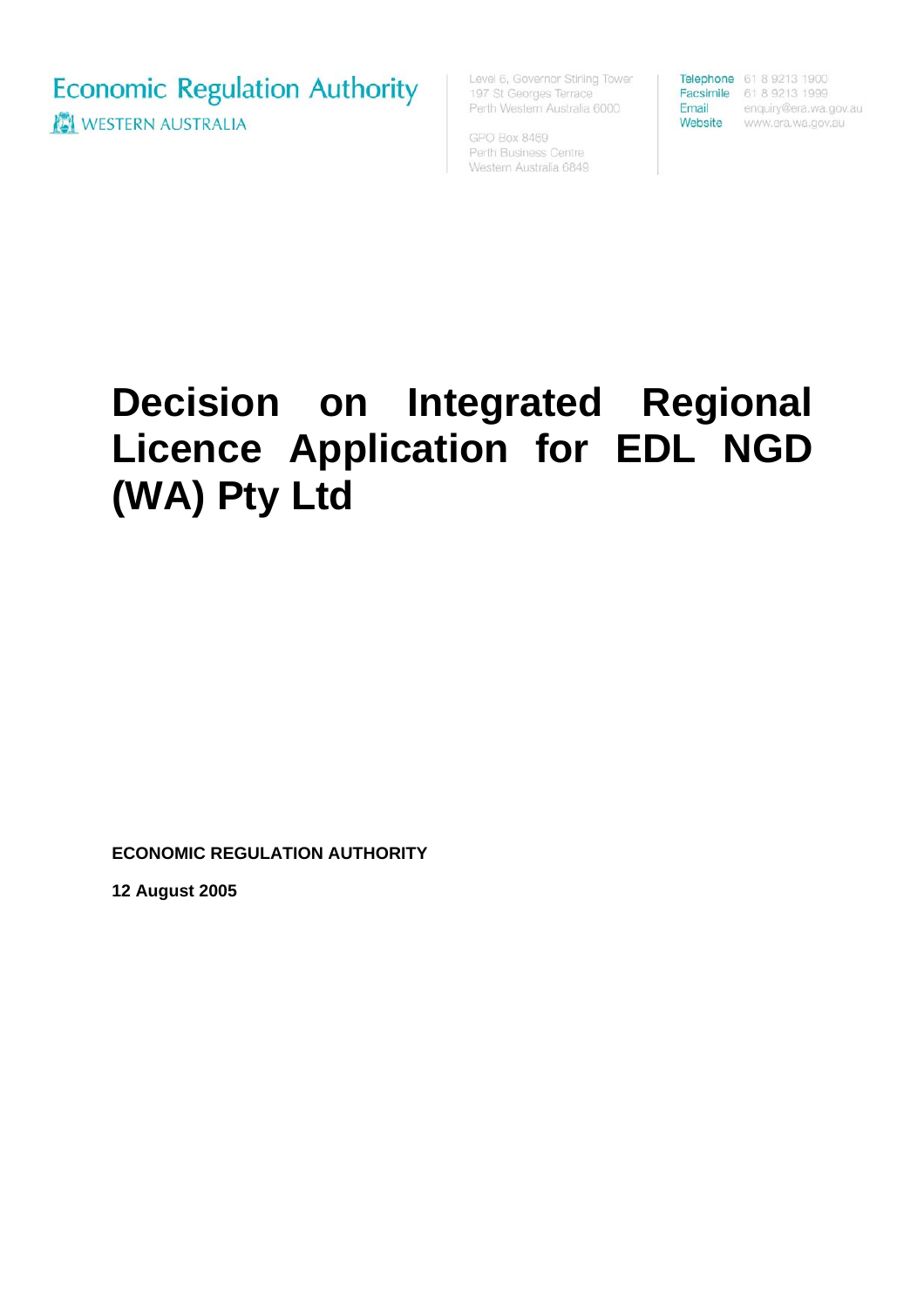Economic Regulation Authority

WESTERN AUSTRALIA

Level 6, Governor Stirling Tower
197 St Georges Terrace
Perth Western Australia 6000

GPO Box 8469
Perth Business Centre
Western Australia 6849

Telephone 61 8 9213 1900
Facsimile 61 8 9213 1999
Email enquiry@era.wa.gov.au
Website www.era.wa.gov.au

# Decision on Integrated Regional Licence Application for EDL NGD (WA) Pty Ltd

**ECONOMIC REGULATION AUTHORITY**

**12 August 2005**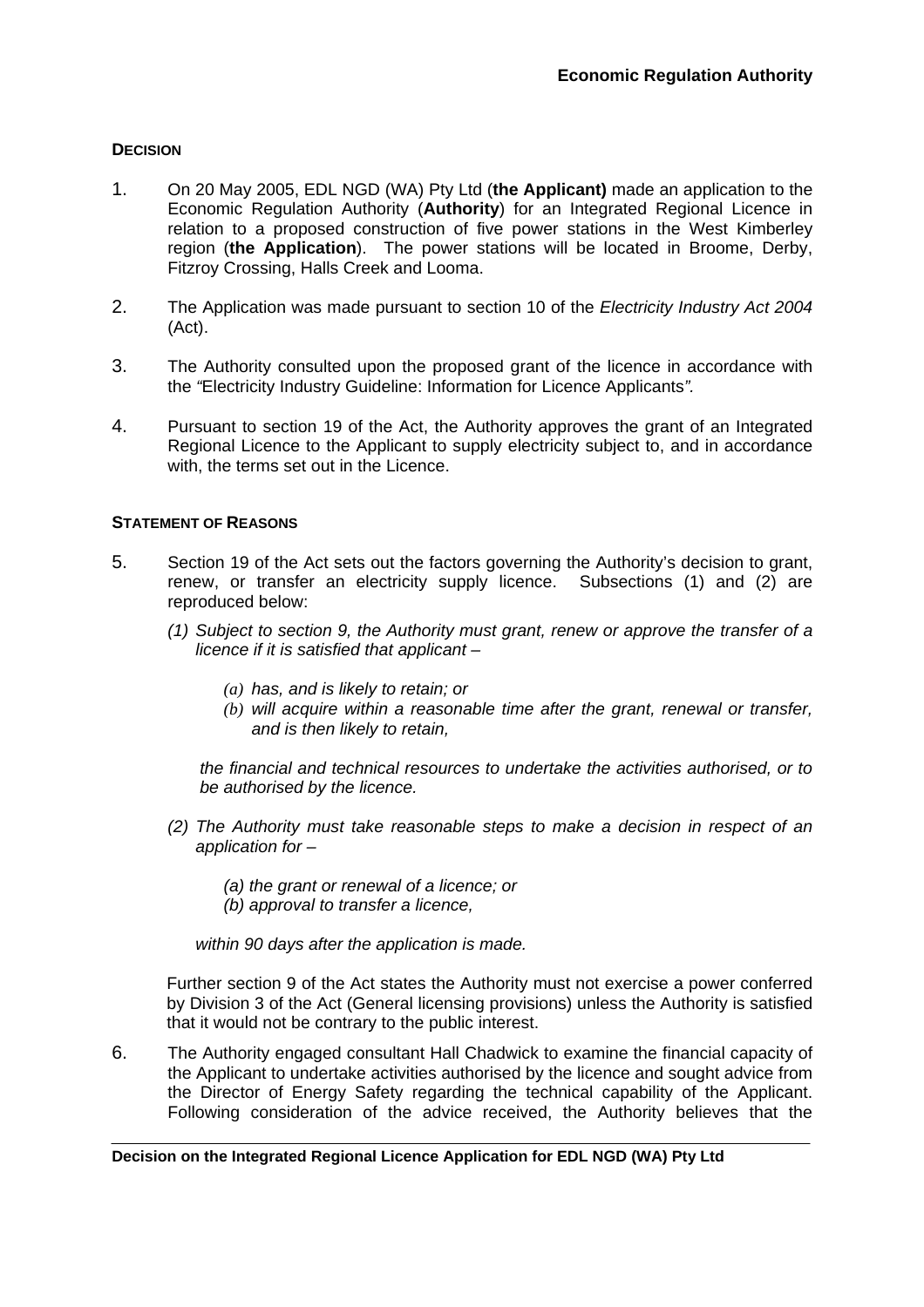**DECISION**

1. On 20 May 2005, EDL NGD (WA) Pty Ltd (**the Applicant)** made an application to the Economic Regulation Authority (**Authority**) for an Integrated Regional Licence in relation to a proposed construction of five power stations in the West Kimberley region (**the Application**). The power stations will be located in Broome, Derby, Fitzroy Crossing, Halls Creek and Looma.

2. The Application was made pursuant to section 10 of the *Electricity Industry Act 2004* (Act).

3. The Authority consulted upon the proposed grant of the licence in accordance with the *"*Electricity Industry Guideline: Information for Licence Applicants*".*

4. Pursuant to section 19 of the Act, the Authority approves the grant of an Integrated Regional Licence to the Applicant to supply electricity subject to, and in accordance with, the terms set out in the Licence.

**STATEMENT OF REASONS**

5. Section 19 of the Act sets out the factors governing the Authority's decision to grant, renew, or transfer an electricity supply licence. Subsections (1) and (2) are reproduced below:

   *(1) Subject to section 9, the Authority must grant, renew or approve the transfer of a licence if it is satisfied that applicant –*

   *(a) has, and is likely to retain; or*
   *(b) will acquire within a reasonable time after the grant, renewal or transfer, and is then likely to retain,*

   *the financial and technical resources to undertake the activities authorised, or to be authorised by the licence.*

   *(2) The Authority must take reasonable steps to make a decision in respect of an application for –*

   *(a) the grant or renewal of a licence; or*
   *(b) approval to transfer a licence,*

   *within 90 days after the application is made.*

   Further section 9 of the Act states the Authority must not exercise a power conferred by Division 3 of the Act (General licensing provisions) unless the Authority is satisfied that it would not be contrary to the public interest.

6. The Authority engaged consultant Hall Chadwick to examine the financial capacity of the Applicant to undertake activities authorised by the licence and sought advice from the Director of Energy Safety regarding the technical capability of the Applicant. Following consideration of the advice received, the Authority believes that the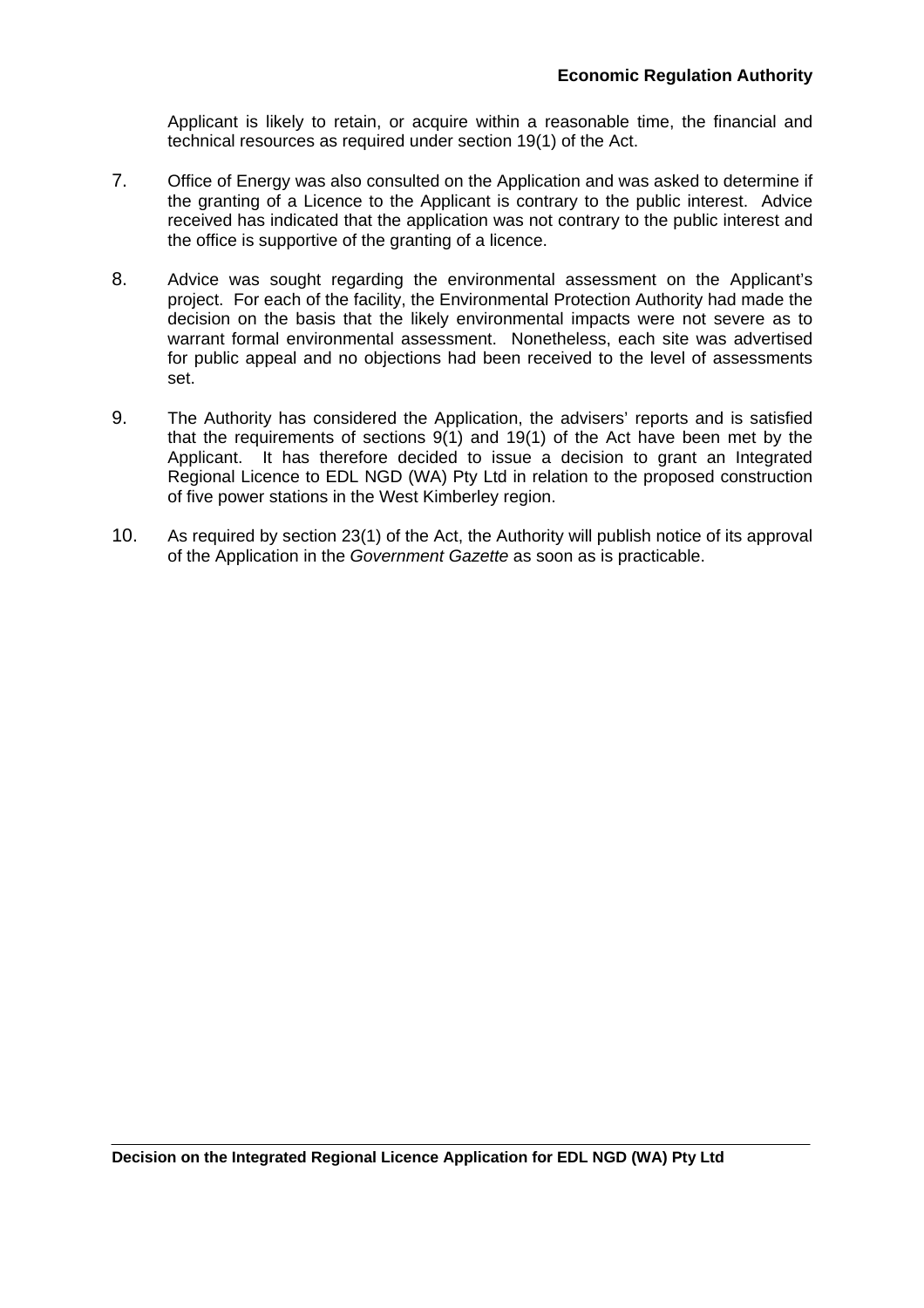Applicant is likely to retain, or acquire within a reasonable time, the financial and technical resources as required under section 19(1) of the Act.

7. Office of Energy was also consulted on the Application and was asked to determine if the granting of a Licence to the Applicant is contrary to the public interest. Advice received has indicated that the application was not contrary to the public interest and the office is supportive of the granting of a licence.

8. Advice was sought regarding the environmental assessment on the Applicant's project. For each of the facility, the Environmental Protection Authority had made the decision on the basis that the likely environmental impacts were not severe as to warrant formal environmental assessment. Nonetheless, each site was advertised for public appeal and no objections had been received to the level of assessments set.

9. The Authority has considered the Application, the advisers' reports and is satisfied that the requirements of sections 9(1) and 19(1) of the Act have been met by the Applicant. It has therefore decided to issue a decision to grant an Integrated Regional Licence to EDL NGD (WA) Pty Ltd in relation to the proposed construction of five power stations in the West Kimberley region.

10. As required by section 23(1) of the Act, the Authority will publish notice of its approval of the Application in the *Government Gazette* as soon as is practicable.